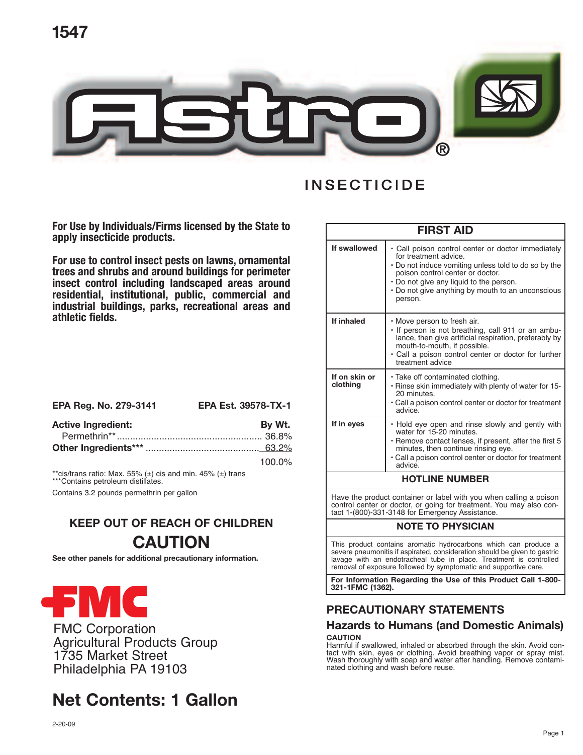1547

# Astro®

## INSECTICIDE

**For Use by Individuals/Firms licensed by the State to apply insecticide products.**

**For use to control insect pests on lawns, ornamental trees and shrubs and around buildings for perimeter insect control including landscaped areas around residential, institutional, public, commercial and industrial buildings, parks, recreational areas and athletic fields.**

**EPA Reg. No. 279-3141** **EPA Est. 39578-TX-1**

| **Active Ingredient:** | **By Wt.** |
|---|---|
| Permethrin** | 36.8% |
| **Other Ingredients***** | 63.2% |
| | 100.0% |

**cis/trans ratio: Max. 55% (±) cis and min. 45% (±) trans
***Contains petroleum distillates.

Contains 3.2 pounds permethrin per gallon

### KEEP OUT OF REACH OF CHILDREN

## CAUTION

**See other panels for additional precautionary information.**

FMC

FMC Corporation
Agricultural Products Group
1735 Market Street
Philadelphia PA 19103

## Net Contents: 1 Gallon

2-20-09

| FIRST AID | |
|---|---|
| **If swallowed** | • Call poison control center or doctor immediately for treatment advice.<br>• Do not induce vomiting unless told to do so by the poison control center or doctor.<br>• Do not give any liquid to the person.<br>• Do not give anything by mouth to an unconscious person. |
| **If inhaled** | • Move person to fresh air.<br>• If person is not breathing, call 911 or an ambulance, then give artificial respiration, preferably by mouth-to-mouth, if possible.<br>• Call a poison control center or doctor for further treatment advice |
| **If on skin or clothing** | • Take off contaminated clothing.<br>• Rinse skin immediately with plenty of water for 15-20 minutes.<br>• Call a poison control center or doctor for treatment advice. |
| **If in eyes** | • Hold eye open and rinse slowly and gently with water for 15-20 minutes.<br>• Remove contact lenses, if present, after the first 5 minutes, then continue rinsing eye.<br>• Call a poison control center or doctor for treatment advice. |
| **HOTLINE NUMBER** | |
| Have the product container or label with you when calling a poison control center or doctor, or going for treatment. You may also contact 1-(800)-331-3148 for Emergency Assistance. | |
| **NOTE TO PHYSICIAN** | |
| This product contains aromatic hydrocarbons which can produce a severe pneumonitis if aspirated, consideration should be given to gastric lavage with an endotracheal tube in place. Treatment is controlled removal of exposure followed by symptomatic and supportive care. | |
| **For Information Regarding the Use of this Product Call 1-800-321-1FMC (1362).** | |

## PRECAUTIONARY STATEMENTS

### Hazards to Humans (and Domestic Animals)

**CAUTION**

Harmful if swallowed, inhaled or absorbed through the skin. Avoid contact with skin, eyes or clothing. Avoid breathing vapor or spray mist. Wash thoroughly with soap and water after handling. Remove contaminated clothing and wash before reuse.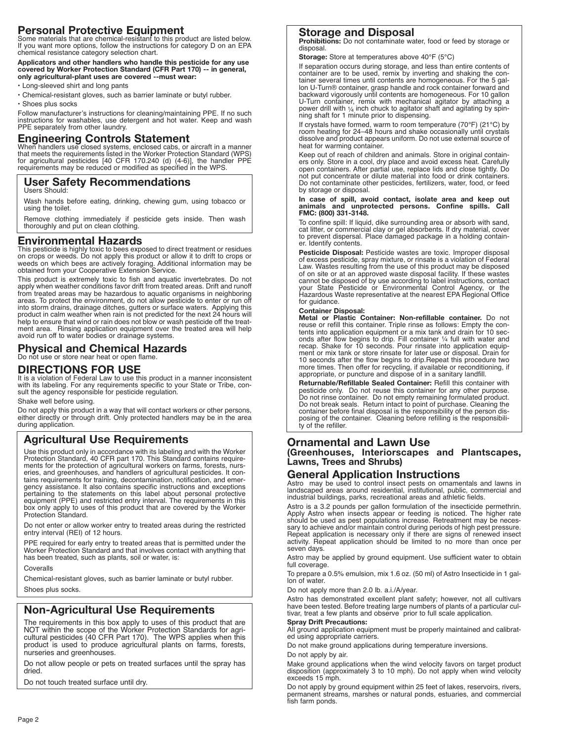## Personal Protective Equipment

Some materials that are chemical-resistant to this product are listed below. If you want more options, follow the instructions for category D on an EPA chemical resistance category selection chart.

**Applicators and other handlers who handle this pesticide for any use covered by Worker Protection Standard (CFR Part 170) -- in general, only agricultural-plant uses are covered --must wear:**

- Long-sleeved shirt and long pants
- Chemical-resistant gloves, such as barrier laminate or butyl rubber.
- Shoes plus socks

Follow manufacturer's instructions for cleaning/maintaining PPE. If no such instructions for washables, use detergent and hot water. Keep and wash PPE separately from other laundry.

## Engineering Controls Statement

When handlers use closed systems, enclosed cabs, or aircraft in a manner that meets the requirements listed in the Worker Protection Standard (WPS) for agricultural pesticides [40 CFR 170.240 (d) (4-6)], the handler PPE requirements may be reduced or modified as specified in the WPS.

## User Safety Recommendations

Users Should:

Wash hands before eating, drinking, chewing gum, using tobacco or using the toilet.

Remove clothing immediately if pesticide gets inside. Then wash thoroughly and put on clean clothing.

## Environmental Hazards

This pesticide is highly toxic to bees exposed to direct treatment or residues on crops or weeds. Do not apply this product or allow it to drift to crops or weeds on which bees are actively foraging. Additional information may be obtained from your Cooperative Extension Service.

This product is extremely toxic to fish and aquatic invertebrates. Do not apply when weather conditions favor drift from treated areas. Drift and runoff from treated areas may be hazardous to aquatic organisms in neighboring areas. To protect the environment, do not allow pesticide to enter or run off into storm drains, drainage ditches, gutters or surface waters. Applying this product in calm weather when rain is not predicted for the next 24 hours will help to ensure that wind or rain does not blow or wash pesticide off the treatment area. Rinsing application equipment over the treated area will help avoid run off to water bodies or drainage systems.

## Physical and Chemical Hazards

Do not use or store near heat or open flame.

# DIRECTIONS FOR USE

It is a violation of Federal Law to use this product in a manner inconsistent with its labeling. For any requirements specific to your State or Tribe, consult the agency responsible for pesticide regulation.

Shake well before using.

Do not apply this product in a way that will contact workers or other persons, either directly or through drift. Only protected handlers may be in the area during application.

## Agricultural Use Requirements

Use this product only in accordance with its labeling and with the Worker Protection Standard, 40 CFR part 170. This Standard contains requirements for the protection of agricultural workers on farms, forests, nurseries, and greenhouses, and handlers of agricultural pesticides. It contains requirements for training, decontamination, notification, and emergency assistance. It also contains specific instructions and exceptions pertaining to the statements on this label about personal protective equipment (PPE) and restricted entry interval. The requirements in this box only apply to uses of this product that are covered by the Worker Protection Standard.

Do not enter or allow worker entry to treated areas during the restricted entry interval (REI) of 12 hours.

PPE required for early entry to treated areas that is permitted under the Worker Protection Standard and that involves contact with anything that has been treated, such as plants, soil or water, is:

Coveralls

Chemical-resistant gloves, such as barrier laminate or butyl rubber.

Shoes plus socks.

## Non-Agricultural Use Requirements

The requirements in this box apply to uses of this product that are NOT within the scope of the Worker Protection Standards for agricultural pesticides (40 CFR Part 170). The WPS applies when this product is used to produce agricultural plants on farms, forests, nurseries and greenhouses.

Do not allow people or pets on treated surfaces until the spray has dried.

Do not touch treated surface until dry.

## Storage and Disposal

**Prohibitions:** Do not contaminate water, food or feed by storage or disposal.

**Storage:** Store at temperatures above 40°F (5°C)

If separation occurs during storage, and less than entire contents of container are to be used, remix by inverting and shaking the container several times until contents are homogeneous. For the 5 gallon U-Turn® container, grasp handle and rock container forward and backward vigorously until contents are homogeneous. For 10 gallon U-Turn container, remix with mechanical agitator by attaching a power drill with ¼ inch chuck to agitator shaft and agitating by spinning shaft for 1 minute prior to dispensing.

If crystals have formed, warm to room temperature (70°F) (21°C) by room heating for 24–48 hours and shake occasionally until crystals dissolve and product appears uniform. Do not use external source of heat for warming container.

Keep out of reach of children and animals. Store in original containers only. Store in a cool, dry place and avoid excess heat. Carefully open containers. After partial use, replace lids and close tightly. Do not put concentrate or dilute material into food or drink containers. Do not contaminate other pesticides, fertilizers, water, food, or feed by storage or disposal.

**In case of spill, avoid contact, isolate area and keep out animals and unprotected persons. Confine spills. Call FMC: (800) 331-3148.**

To confine spill: If liquid, dike surrounding area or absorb with sand, cat litter, or commercial clay or gel absorbents. If dry material, cover to prevent dispersal. Place damaged package in a holding container. Identify contents.

**Pesticide Disposal:** Pesticide wastes are toxic. Improper disposal of excess pesticide, spray mixture, or rinsate is a violation of Federal Law. Wastes resulting from the use of this product may be disposed of on site or at an approved waste disposal facility. If these wastes cannot be disposed of by use according to label instructions, contact your State Pesticide or Environmental Control Agency, or the Hazardous Waste representative at the nearest EPA Regional Office for guidance.

**Container Disposal:**

**Metal or Plastic Container: Non-refillable container.** Do not reuse or refill this container. Triple rinse as follows: Empty the contents into application equipment or a mix tank and drain for 10 seconds after flow begins to drip. Fill container ¼ full with water and recap. Shake for 10 seconds. Pour rinsate into application equipment or mix tank or store rinsate for later use or disposal. Drain for 10 seconds after the flow begins to drip.Repeat this procedure two more times. Then offer for recycling, if available or reconditioning, if appropriate, or puncture and dispose of in a sanitary landfill.

**Returnable/Refillable Sealed Container:** Refill this container with pesticide only. Do not reuse this container for any other purpose. Do not rinse container. Do not empty remaining formulated product. Do not break seals. Return intact to point of purchase. Cleaning the container before final disposal is the responsibility of the person disposing of the container. Cleaning before refilling is the responsibility of the refiller.

## Ornamental and Lawn Use

### (Greenhouses, Interiorscapes and Plantscapes, Lawns, Trees and Shrubs)

## General Application Instructions

Astro may be used to control insect pests on ornamentals and lawns in landscaped areas around residential, institutional, public, commercial and industrial buildings, parks, recreational areas and athletic fields.

Astro is a 3.2 pounds per gallon formulation of the insecticide permethrin. Apply Astro when insects appear or feeding is noticed. The higher rate should be used as pest populations increase. Retreatment may be necessary to achieve and/or maintain control during periods of high pest pressure. Repeat application is necessary only if there are signs of renewed insect activity. Repeat application should be limited to no more than once per seven days.

Astro may be applied by ground equipment. Use sufficient water to obtain full coverage.

To prepare a 0.5% emulsion, mix 1.6 oz. (50 ml) of Astro Insecticide in 1 gallon of water.

Do not apply more than 2.0 lb. a.i./A/year.

Astro has demonstrated excellent plant safety; however, not all cultivars have been tested. Before treating large numbers of plants of a particular cultivar, treat a few plants and observe prior to full scale application.

**Spray Drift Precautions:**

All ground application equipment must be properly maintained and calibrated using appropriate carriers.

Do not make ground applications during temperature inversions.

Do not apply by air.

Make ground applications when the wind velocity favors on target product disposition (approximately 3 to 10 mph). Do not apply when wind velocity exceeds 15 mph.

Do not apply by ground equipment within 25 feet of lakes, reservoirs, rivers, permanent streams, marshes or natural ponds, estuaries, and commercial fish farm ponds.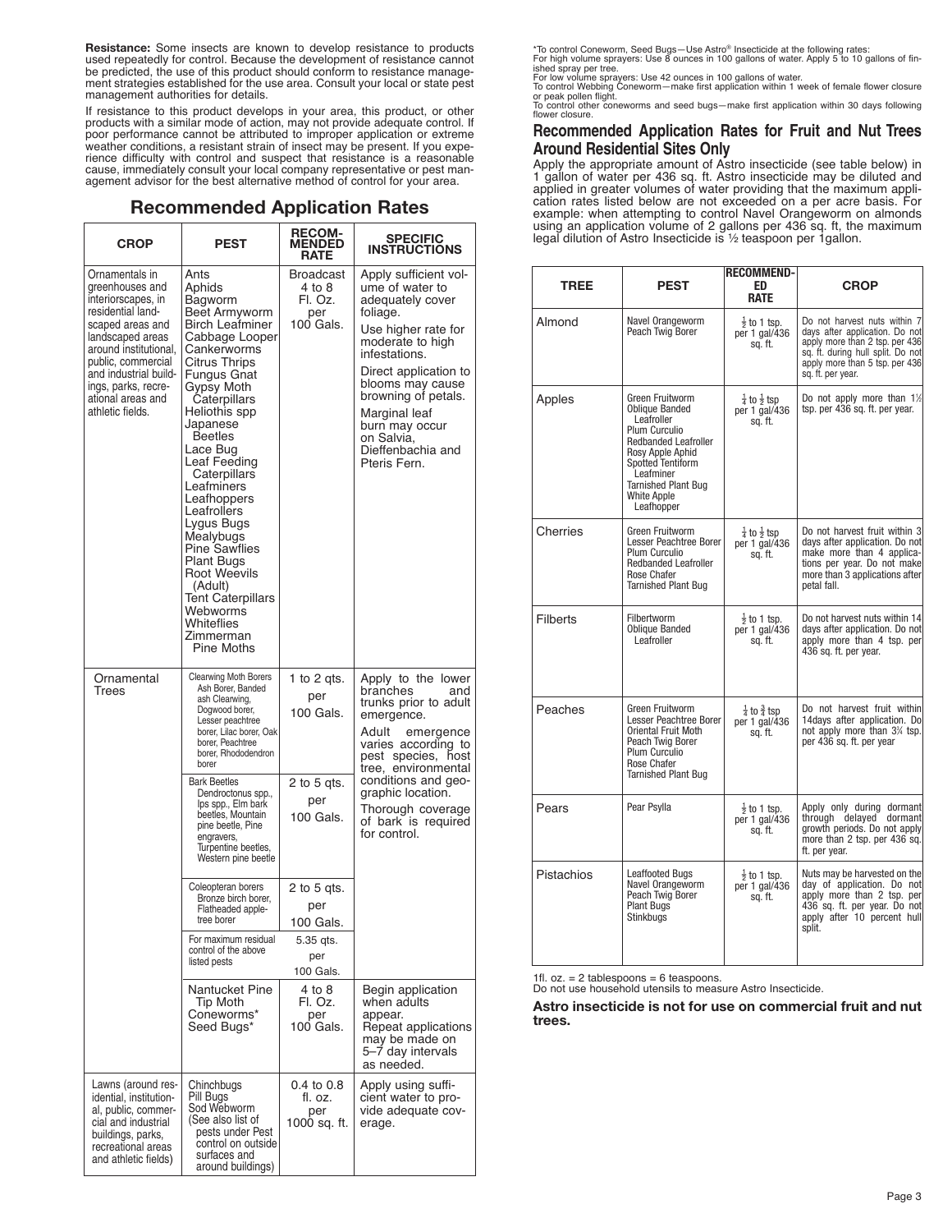**Resistance:** Some insects are known to develop resistance to products used repeatedly for control. Because the development of resistance cannot be predicted, the use of this product should conform to resistance management strategies established for the use area. Consult your local or state pest management authorities for details.

If resistance to this product develops in your area, this product, or other products with a similar mode of action, may not provide adequate control. If poor performance cannot be attributed to improper application or extreme weather conditions, a resistant strain of insect may be present. If you experience difficulty with control and suspect that resistance is a reasonable cause, immediately consult your local company representative or pest management advisor for the best alternative method of control for your area.

## Recommended Application Rates

| CROP | PEST | RECOMMENDED RATE | SPECIFIC INSTRUCTIONS |
|---|---|---|---|
| Ornamentals in greenhouses and interiorscapes, in residential landscaped areas and landscaped areas around institutional, public, commercial and industrial buildings, parks, recreational areas and athletic fields. | Ants, Aphids, Bagworm, Beet Armyworm, Birch Leafminer, Cabbage Looper, Cankerworms, Citrus Thrips, Fungus Gnat, Gypsy Moth Caterpillars, Heliothis spp, Japanese Beetles, Lace Bug, Leaf Feeding Caterpillars, Leafminers, Leafhoppers, Leafrollers, Lygus Bugs, Mealybugs, Pine Sawflies, Plant Bugs, Root Weevils (Adult), Tent Caterpillars, Webworms, Whiteflies, Zimmerman Pine Moths | Broadcast 4 to 8 Fl. Oz. per 100 Gals. | Apply sufficient volume of water to adequately cover foliage. Use higher rate for moderate to high infestations. Direct application to blooms may cause browning of petals. Marginal leaf burn may occur on Salvia, Dieffenbachia and Pteris Fern. |
| Ornamental Trees | Clearwing Moth Borers: Ash Borer, Banded ash Clearwing, Dogwood borer, Lesser peachtree borer, Lilac borer, Oak borer, Peachtree borer, Rhododendron borer | 1 to 2 qts. per 100 Gals. | Apply to the lower branches and trunks prior to adult emergence. Adult emergence varies according to pest species, host tree, environmental conditions and geographic location. Thorough coverage of bark is required for control. |
| | Bark Beetles: Dendroctonus spp., Ips spp., Elm bark beetles, Mountain pine beetle, Pine engravers, Turpentine beetles, Western pine beetle | 2 to 5 qts. per 100 Gals. | |
| | Coleopteran borers: Bronze birch borer, Flatheaded appletree borer | 2 to 5 qts. per 100 Gals. | |
| | For maximum residual control of the above listed pests | 5.35 qts. per 100 Gals. | |
| | Nantucket Pine Tip Moth, Coneworms*, Seed Bugs* | 4 to 8 Fl. Oz. per 100 Gals. | Begin application when adults appear. Repeat applications may be made on 5–7 day intervals as needed. |
| Lawns (around residential, institutional, public, commercial and industrial buildings, parks, recreational areas and athletic fields) | Chinchbugs, Pill Bugs, Sod Webworm (See also list of pests under Pest control on outside surfaces and around buildings) | 0.4 to 0.8 fl. oz. per 1000 sq. ft. | Apply using sufficient water to provide adequate coverage. |

*To control Coneworm, Seed Bugs—Use Astro® Insecticide at the following rates:
For high volume sprayers: Use 8 ounces in 100 gallons of water. Apply 5 to 10 gallons of finished spray per tree.
For low volume sprayers: Use 42 ounces in 100 gallons of water.
To control Webbing Coneworm—make first application within 1 week of female flower closure or peak pollen flight.
To control other coneworms and seed bugs—make first application within 30 days following flower closure.

## Recommended Application Rates for Fruit and Nut Trees Around Residential Sites Only

Apply the appropriate amount of Astro insecticide (see table below) in 1 gallon of water per 436 sq. ft. Astro insecticide may be diluted and applied in greater volumes of water providing that the maximum application rates listed below are not exceeded on a per acre basis. For example: when attempting to control Navel Orangeworm on almonds using an application volume of 2 gallons per 436 sq. ft, the maximum legal dilution of Astro Insecticide is ½ teaspoon per 1gallon.

| TREE | PEST | RECOMMENDED RATE | CROP |
|---|---|---|---|
| Almond | Navel Orangeworm, Peach Twig Borer | ½ to 1 tsp. per 1 gal/436 sq. ft. | Do not harvest nuts within 7 days after application. Do not apply more than 2 tsp. per 436 sq. ft. during hull split. Do not apply more than 5 tsp. per 436 sq. ft. per year. |
| Apples | Green Fruitworm, Oblique Banded Leafroller, Plum Curculio, Redbanded Leafroller, Rosy Apple Aphid, Spotted Tentiform Leafminer, Tarnished Plant Bug, White Apple Leafhopper | ¼ to ½ tsp per 1 gal/436 sq. ft. | Do not apply more than 1½ tsp. per 436 sq. ft. per year. |
| Cherries | Green Fruitworm, Lesser Peachtree Borer, Plum Curculio, Redbanded Leafroller, Rose Chafer, Tarnished Plant Bug | ¼ to ½ tsp per 1 gal/436 sq. ft. | Do not harvest fruit within 3 days after application. Do not make more than 4 applications per year. Do not make more than 3 applications after petal fall. |
| Filberts | Filbertworm, Oblique Banded Leafroller | ½ to 1 tsp. per 1 gal/436 sq. ft. | Do not harvest nuts within 14 days after application. Do not apply more than 4 tsp. per 436 sq. ft. per year. |
| Peaches | Green Fruitworm, Lesser Peachtree Borer, Oriental Fruit Moth, Peach Twig Borer, Plum Curculio, Rose Chafer, Tarnished Plant Bug | ¼ to ¾ tsp per 1 gal/436 sq. ft. | Do not harvest fruit within 14days after application. Do not apply more than 3¾ tsp. per 436 sq. ft. per year |
| Pears | Pear Psylla | ½ to 1 tsp. per 1 gal/436 sq. ft. | Apply only during dormant through delayed dormant growth periods. Do not apply more than 2 tsp. per 436 sq. ft. per year. |
| Pistachios | Leaffooted Bugs, Navel Orangeworm, Peach Twig Borer, Plant Bugs, Stinkbugs | ½ to 1 tsp. per 1 gal/436 sq. ft. | Nuts may be harvested on the day of application. Do not apply more than 2 tsp. per 436 sq. ft. per year. Do not apply after 10 percent hull split. |

1fl. oz. = 2 tablespoons = 6 teaspoons.
Do not use household utensils to measure Astro Insecticide.

**Astro insecticide is not for use on commercial fruit and nut trees.**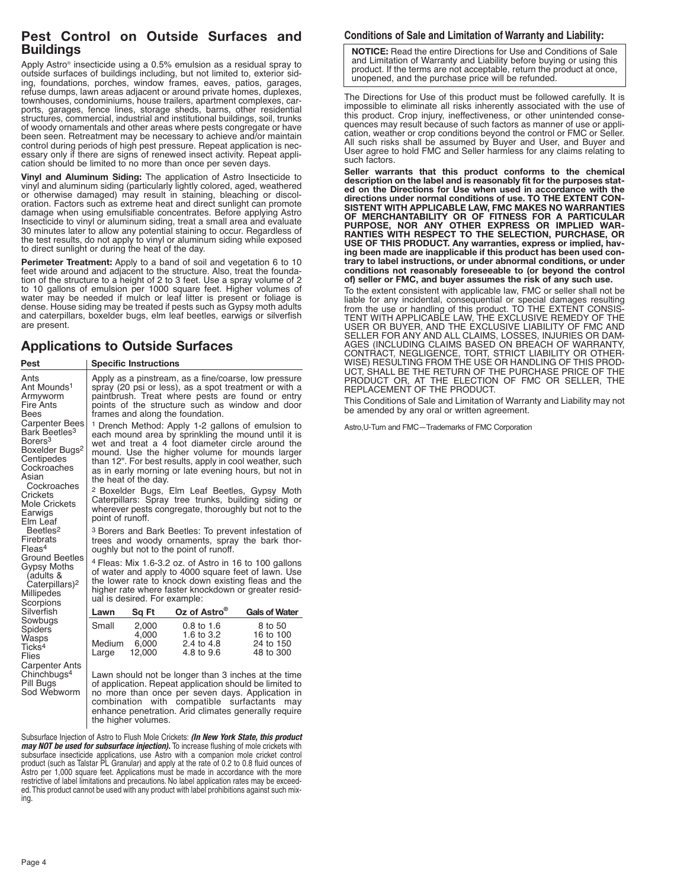## Pest Control on Outside Surfaces and Buildings

Apply Astro® insecticide using a 0.5% emulsion as a residual spray to outside surfaces of buildings including, but not limited to, exterior siding, foundations, porches, window frames, eaves, patios, garages, refuse dumps, lawn areas adjacent or around private homes, duplexes, townhouses, condominiums, house trailers, apartment complexes, carports, garages, fence lines, storage sheds, barns, other residential structures, commercial, industrial and institutional buildings, soil, trunks of woody ornamentals and other areas where pests congregate or have been seen. Retreatment may be necessary to achieve and/or maintain control during periods of high pest pressure. Repeat application is necessary only if there are signs of renewed insect activity. Repeat application should be limited to no more than once per seven days.

**Vinyl and Aluminum Siding:** The application of Astro Insecticide to vinyl and aluminum siding (particularly lightly colored, aged, weathered or otherwise damaged) may result in staining, bleaching or discoloration. Factors such as extreme heat and direct sunlight can promote damage when using emulsifiable concentrates. Before applying Astro Insecticide to vinyl or aluminum siding, treat a small area and evaluate 30 minutes later to allow any potential staining to occur. Regardless of the test results, do not apply to vinyl or aluminum siding while exposed to direct sunlight or during the heat of the day.

**Perimeter Treatment:** Apply to a band of soil and vegetation 6 to 10 feet wide around and adjacent to the structure. Also, treat the foundation of the structure to a height of 2 to 3 feet. Use a spray volume of 2 to 10 gallons of emulsion per 1000 square feet. Higher volumes of water may be needed if mulch or leaf litter is present or foliage is dense. House siding may be treated if pests such as Gypsy moth adults and caterpillars, boxelder bugs, elm leaf beetles, earwigs or silverfish are present.

## Applications to Outside Surfaces

| Pest | Specific Instructions |
|---|---|
| Ants<br>Ant Mounds[1]<br>Armyworm<br>Fire Ants<br>Bees<br>Carpenter Bees<br>Bark Beetles[3]<br>Borers[3]<br>Boxelder Bugs[2]<br>Centipedes<br>Cockroaches<br>Asian Cockroaches<br>Crickets<br>Mole Crickets<br>Earwigs<br>Elm Leaf Beetles[2]<br>Firebrats<br>Fleas[4]<br>Ground Beetles<br>Gypsy Moths (adults & Caterpillars)[2]<br>Millipedes<br>Scorpions<br>Silverfish<br>Sowbugs<br>Spiders<br>Wasps<br>Ticks[4]<br>Flies<br>Carpenter Ants<br>Chinchbugs[4]<br>Pill Bugs<br>Sod Webworm | Apply as a pinstream, as a fine/coarse, low pressure spray (20 psi or less), as a spot treatment or with a paintbrush. Treat where pests are found or entry points of the structure such as window and door frames and along the foundation.<br><br>[1] Drench Method: Apply 1-2 gallons of emulsion to each mound area by sprinkling the mound until it is wet and treat a 4 foot diameter circle around the mound. Use the higher volume for mounds larger than 12". For best results, apply in cool weather, such as in early morning or late evening hours, but not in the heat of the day.<br><br>[2] Boxelder Bugs, Elm Leaf Beetles, Gypsy Moth Caterpillars: Spray tree trunks, building siding or wherever pests congregate, thoroughly but not to the point of runoff.<br><br>[3] Borers and Bark Beetles: To prevent infestation of trees and woody ornaments, spray the bark thoroughly but not to the point of runoff.<br><br>[4] Fleas: Mix 1.6-3.2 oz. of Astro in 16 to 100 gallons of water and apply to 4000 square feet of lawn. Use the lower rate to knock down existing fleas and the higher rate where faster knockdown or greater residual is desired. For example:<br><br>Lawn / Sq Ft / Oz of Astro® / Gals of Water<br>Small / 2,000 / 0.8 to 1.6 / 8 to 50<br>(Small) / 4,000 / 1.6 to 3.2 / 16 to 100<br>Medium / 6,000 / 2.4 to 4.8 / 24 to 150<br>Large / 12,000 / 4.8 to 9.6 / 48 to 300<br><br>Lawn should not be longer than 3 inches at the time of application. Repeat application should be limited to no more than once per seven days. Application in combination with compatible surfactants may enhance penetration. Arid climates generally require the higher volumes. |

| Lawn | Sq Ft | Oz of Astro® | Gals of Water |
|---|---|---|---|
| Small | 2,000 | 0.8 to 1.6 | 8 to 50 |
| | 4,000 | 1.6 to 3.2 | 16 to 100 |
| Medium | 6,000 | 2.4 to 4.8 | 24 to 150 |
| Large | 12,000 | 4.8 to 9.6 | 48 to 300 |

Subsurface Injection of Astro to Flush Mole Crickets: ***(In New York State, this product may NOT be used for subsurface injection).*** To increase flushing of mole crickets with subsurface insecticide applications, use Astro with a companion mole cricket control product (such as Talstar PL Granular) and apply at the rate of 0.2 to 0.8 fluid ounces of Astro per 1,000 square feet. Applications must be made in accordance with the more restrictive of label limitations and precautions. No label application rates may be exceeded. This product cannot be used with any product with label prohibitions against such mixing.

### Conditions of Sale and Limitation of Warranty and Liability:

**NOTICE:** Read the entire Directions for Use and Conditions of Sale and Limitation of Warranty and Liability before buying or using this product. If the terms are not acceptable, return the product at once, unopened, and the purchase price will be refunded.

The Directions for Use of this product must be followed carefully. It is impossible to eliminate all risks inherently associated with the use of this product. Crop injury, ineffectiveness, or other unintended consequences may result because of such factors as manner of use or application, weather or crop conditions beyond the control or FMC or Seller. All such risks shall be assumed by Buyer and User, and Buyer and User agree to hold FMC and Seller harmless for any claims relating to such factors.

**Seller warrants that this product conforms to the chemical description on the label and is reasonably fit for the purposes stated on the Directions for Use when used in accordance with the directions under normal conditions of use. TO THE EXTENT CONSISTENT WITH APPLICABLE LAW, FMC MAKES NO WARRANTIES OF MERCHANTABILITY OR OF FITNESS FOR A PARTICULAR PURPOSE, NOR ANY OTHER EXPRESS OR IMPLIED WARRANTIES WITH RESPECT TO THE SELECTION, PURCHASE, OR USE OF THIS PRODUCT. Any warranties, express or implied, having been made are inapplicable if this product has been used contrary to label instructions, or under abnormal conditions, or under conditions not reasonably foreseeable to (or beyond the control of) seller or FMC, and buyer assumes the risk of any such use.**

To the extent consistent with applicable law, FMC or seller shall not be liable for any incidental, consequential or special damages resulting from the use or handling of this product. TO THE EXTENT CONSISTENT WITH APPLICABLE LAW, THE EXCLUSIVE REMEDY OF THE USER OR BUYER, AND THE EXCLUSIVE LIABILITY OF FMC AND SELLER FOR ANY AND ALL CLAIMS, LOSSES, INJURIES OR DAMAGES (INCLUDING CLAIMS BASED ON BREACH OF WARRANTY, CONTRACT, NEGLIGENCE, TORT, STRICT LIABILITY OR OTHERWISE) RESULTING FROM THE USE OR HANDLING OF THIS PRODUCT, SHALL BE THE RETURN OF THE PURCHASE PRICE OF THE PRODUCT OR, AT THE ELECTION OF FMC OR SELLER, THE REPLACEMENT OF THE PRODUCT.

This Conditions of Sale and Limitation of Warranty and Liability may not be amended by any oral or written agreement.

Astro,U-Turn and FMC—Trademarks of FMC Corporation